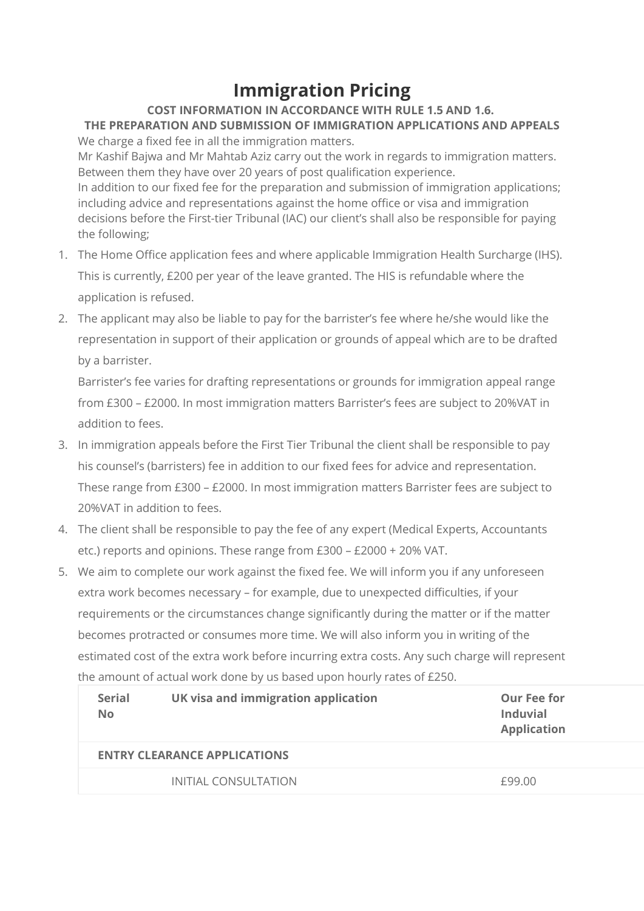# Immigration Pricing

**COST INFORMATION IN ACCORDANCE WITH RULE 1.5 AND 1.6.**

**THE PREPARATION AND SUBMISSION OF IMMIGRATION APPLICATIONS AND APPEALS**

We charge a fixed fee in all the immigration matters.

Mr Kashif Bajwa and Mr Mahtab Aziz carry out the work in regards to immigration matters. Between them they have over 20 years of post qualification experience.

In addition to our fixed fee for the preparation and submission of immigration applications; including advice and representations against the home office or visa and immigration decisions before the First-tier Tribunal (IAC) our client's shall also be responsible for paying the following;

1. The Home Office application fees and where applicable Immigration Health Surcharge (IHS). This is currently, £200 per year of the leave granted. The HIS is refundable where the application is refused.
2. The applicant may also be liable to pay for the barrister's fee where he/she would like the representation in support of their application or grounds of appeal which are to be drafted by a barrister.

   Barrister's fee varies for drafting representations or grounds for immigration appeal range from £300 – £2000. In most immigration matters Barrister's fees are subject to 20%VAT in addition to fees.
3. In immigration appeals before the First Tier Tribunal the client shall be responsible to pay his counsel's (barristers) fee in addition to our fixed fees for advice and representation. These range from £300 – £2000. In most immigration matters Barrister fees are subject to 20%VAT in addition to fees.
4. The client shall be responsible to pay the fee of any expert (Medical Experts, Accountants etc.) reports and opinions. These range from £300 – £2000 + 20% VAT.
5. We aim to complete our work against the fixed fee. We will inform you if any unforeseen extra work becomes necessary – for example, due to unexpected difficulties, if your requirements or the circumstances change significantly during the matter or if the matter becomes protracted or consumes more time. We will also inform you in writing of the estimated cost of the extra work before incurring extra costs. Any such charge will represent the amount of actual work done by us based upon hourly rates of £250.

| Serial No | UK visa and immigration application | Our Fee for Induvial Application |
|---|---|---|
| **ENTRY CLEARANCE APPLICATIONS** | | |
| | INITIAL CONSULTATION | £99.00 |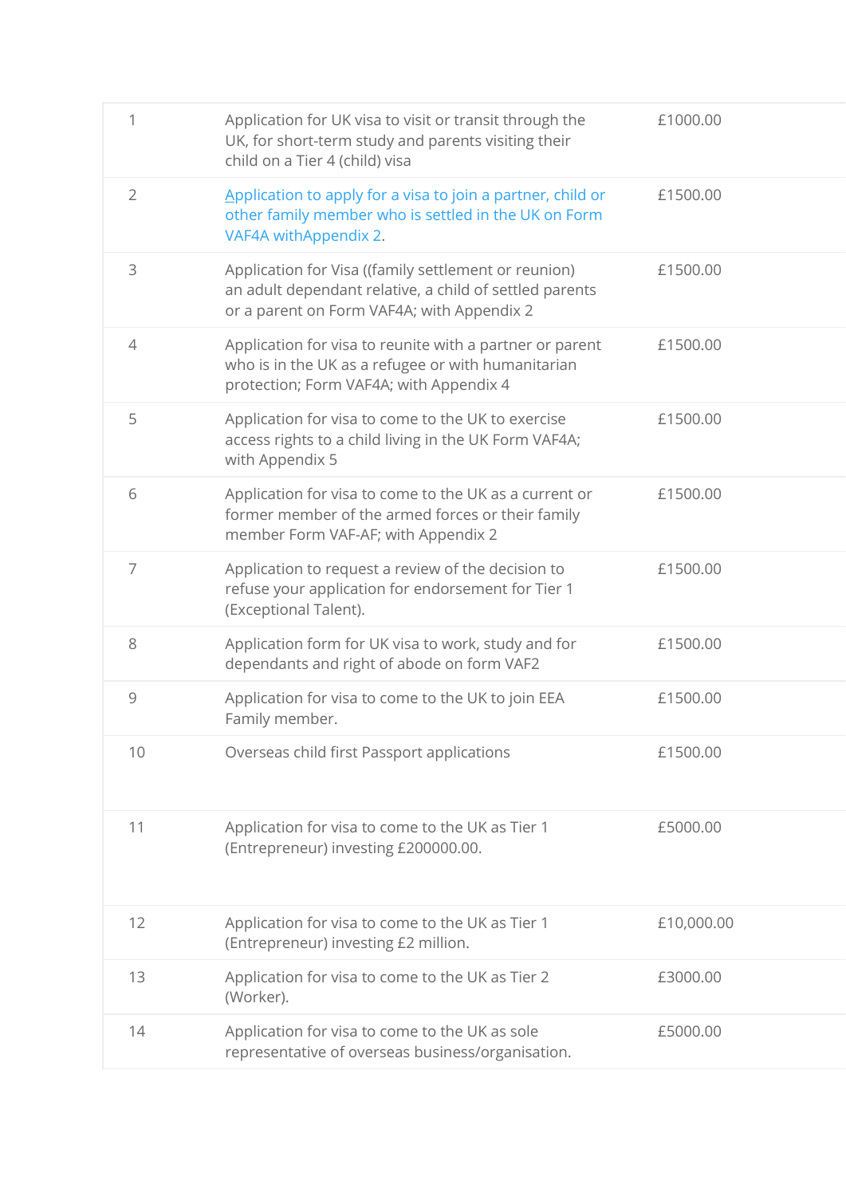| | | |
|---|---|---|
| 1 | Application for UK visa to visit or transit through the UK, for short-term study and parents visiting their child on a Tier 4 (child) visa | £1000.00 |
| 2 | Application to apply for a visa to join a partner, child or other family member who is settled in the UK on Form VAF4A withAppendix 2. | £1500.00 |
| 3 | Application for Visa ((family settlement or reunion) an adult dependant relative, a child of settled parents or a parent on Form VAF4A; with Appendix 2 | £1500.00 |
| 4 | Application for visa to reunite with a partner or parent who is in the UK as a refugee or with humanitarian protection; Form VAF4A; with Appendix 4 | £1500.00 |
| 5 | Application for visa to come to the UK to exercise access rights to a child living in the UK Form VAF4A; with Appendix 5 | £1500.00 |
| 6 | Application for visa to come to the UK as a current or former member of the armed forces or their family member Form VAF-AF; with Appendix 2 | £1500.00 |
| 7 | Application to request a review of the decision to refuse your application for endorsement for Tier 1 (Exceptional Talent). | £1500.00 |
| 8 | Application form for UK visa to work, study and for dependants and right of abode on form VAF2 | £1500.00 |
| 9 | Application for visa to come to the UK to join EEA Family member. | £1500.00 |
| 10 | Overseas child first Passport applications | £1500.00 |
| 11 | Application for visa to come to the UK as Tier 1 (Entrepreneur) investing £200000.00. | £5000.00 |
| 12 | Application for visa to come to the UK as Tier 1 (Entrepreneur) investing £2 million. | £10,000.00 |
| 13 | Application for visa to come to the UK as Tier 2 (Worker). | £3000.00 |
| 14 | Application for visa to come to the UK as sole representative of overseas business/organisation. | £5000.00 |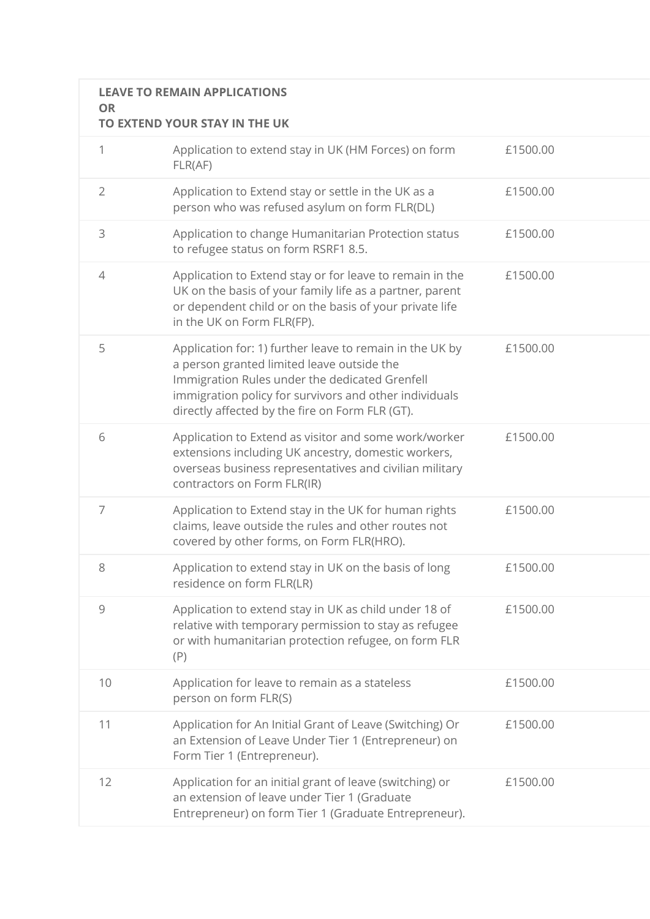| **LEAVE TO REMAIN APPLICATIONS<br>OR<br>TO EXTEND YOUR STAY IN THE UK** | | |
|---|---|---|
| 1 | Application to extend stay in UK (HM Forces) on form FLR(AF) | £1500.00 |
| 2 | Application to Extend stay or settle in the UK as a person who was refused asylum on form FLR(DL) | £1500.00 |
| 3 | Application to change Humanitarian Protection status to refugee status on form RSRF1 8.5. | £1500.00 |
| 4 | Application to Extend stay or for leave to remain in the UK on the basis of your family life as a partner, parent or dependent child or on the basis of your private life in the UK on Form FLR(FP). | £1500.00 |
| 5 | Application for: 1) further leave to remain in the UK by a person granted limited leave outside the Immigration Rules under the dedicated Grenfell immigration policy for survivors and other individuals directly affected by the fire on Form FLR (GT). | £1500.00 |
| 6 | Application to Extend as visitor and some work/worker extensions including UK ancestry, domestic workers, overseas business representatives and civilian military contractors on Form FLR(IR) | £1500.00 |
| 7 | Application to Extend stay in the UK for human rights claims, leave outside the rules and other routes not covered by other forms, on Form FLR(HRO). | £1500.00 |
| 8 | Application to extend stay in UK on the basis of long residence on form FLR(LR) | £1500.00 |
| 9 | Application to extend stay in UK as child under 18 of relative with temporary permission to stay as refugee or with humanitarian protection refugee, on form FLR (P) | £1500.00 |
| 10 | Application for leave to remain as a stateless person on form FLR(S) | £1500.00 |
| 11 | Application for An Initial Grant of Leave (Switching) Or an Extension of Leave Under Tier 1 (Entrepreneur) on Form Tier 1 (Entrepreneur). | £1500.00 |
| 12 | Application for an initial grant of leave (switching) or an extension of leave under Tier 1 (Graduate Entrepreneur) on form Tier 1 (Graduate Entrepreneur). | £1500.00 |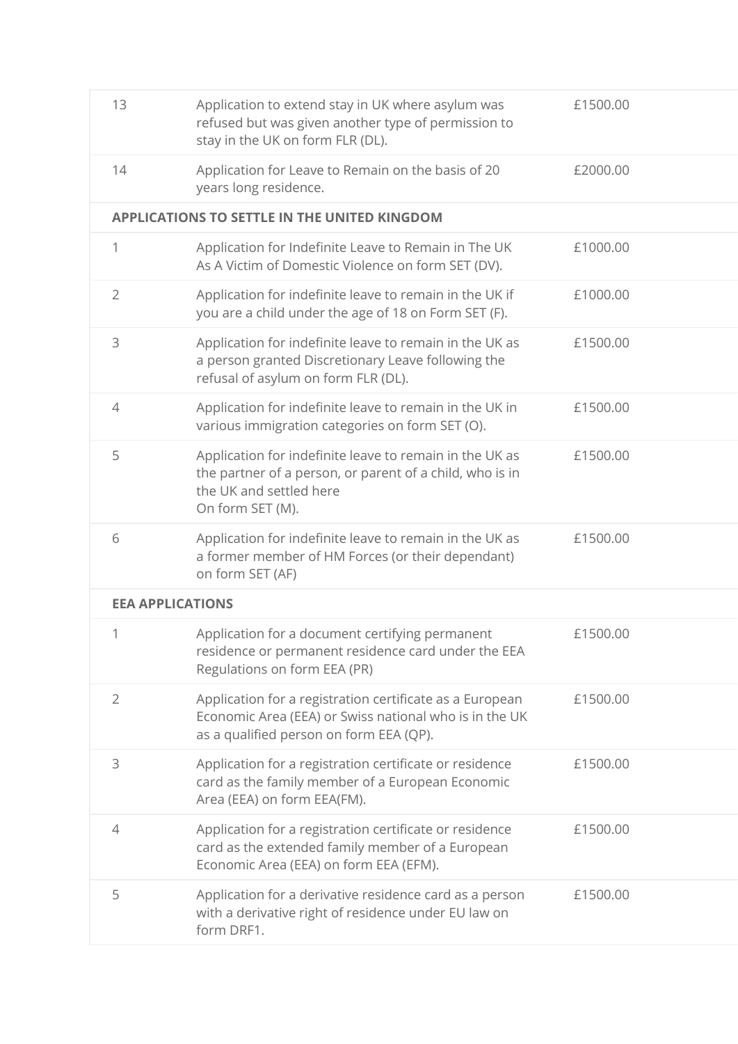| | | |
|---|---|---|
| 13 | Application to extend stay in UK where asylum was refused but was given another type of permission to stay in the UK on form FLR (DL). | £1500.00 |
| 14 | Application for Leave to Remain on the basis of 20 years long residence. | £2000.00 |
| **APPLICATIONS TO SETTLE IN THE UNITED KINGDOM** | | |
| 1 | Application for Indefinite Leave to Remain in The UK As A Victim of Domestic Violence on form SET (DV). | £1000.00 |
| 2 | Application for indefinite leave to remain in the UK if you are a child under the age of 18 on Form SET (F). | £1000.00 |
| 3 | Application for indefinite leave to remain in the UK as a person granted Discretionary Leave following the refusal of asylum on form FLR (DL). | £1500.00 |
| 4 | Application for indefinite leave to remain in the UK in various immigration categories on form SET (O). | £1500.00 |
| 5 | Application for indefinite leave to remain in the UK as the partner of a person, or parent of a child, who is in the UK and settled here On form SET (M). | £1500.00 |
| 6 | Application for indefinite leave to remain in the UK as a former member of HM Forces (or their dependant) on form SET (AF) | £1500.00 |
| **EEA APPLICATIONS** | | |
| 1 | Application for a document certifying permanent residence or permanent residence card under the EEA Regulations on form EEA (PR) | £1500.00 |
| 2 | Application for a registration certificate as a European Economic Area (EEA) or Swiss national who is in the UK as a qualified person on form EEA (QP). | £1500.00 |
| 3 | Application for a registration certificate or residence card as the family member of a European Economic Area (EEA) on form EEA(FM). | £1500.00 |
| 4 | Application for a registration certificate or residence card as the extended family member of a European Economic Area (EEA) on form EEA (EFM). | £1500.00 |
| 5 | Application for a derivative residence card as a person with a derivative right of residence under EU law on form DRF1. | £1500.00 |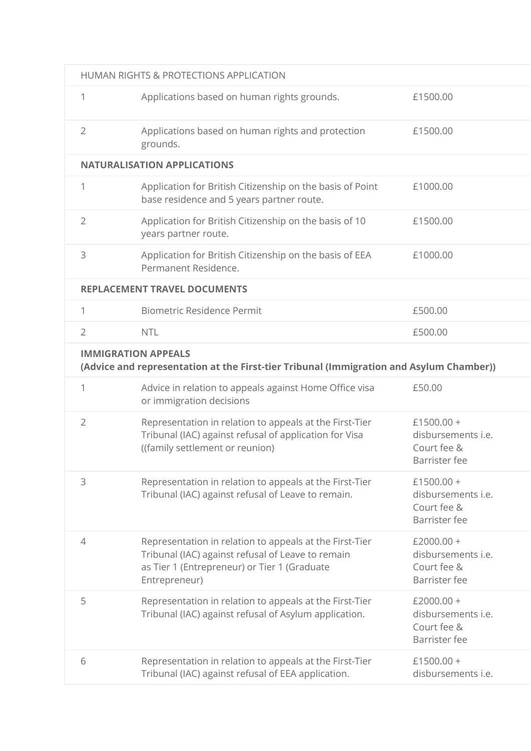| HUMAN RIGHTS & PROTECTIONS APPLICATION | | |
|---|---|---|
| 1 | Applications based on human rights grounds. | £1500.00 |
| 2 | Applications based on human rights and protection grounds. | £1500.00 |
| **NATURALISATION APPLICATIONS** | | |
| 1 | Application for British Citizenship on the basis of Point base residence and 5 years partner route. | £1000.00 |
| 2 | Application for British Citizenship on the basis of 10 years partner route. | £1500.00 |
| 3 | Application for British Citizenship on the basis of EEA Permanent Residence. | £1000.00 |
| **REPLACEMENT TRAVEL DOCUMENTS** | | |
| 1 | Biometric Residence Permit | £500.00 |
| 2 | NTL | £500.00 |
| **IMMIGRATION APPEALS** **(Advice and representation at the First-tier Tribunal (Immigration and Asylum Chamber))** | | |
| 1 | Advice in relation to appeals against Home Office visa or immigration decisions | £50.00 |
| 2 | Representation in relation to appeals at the First-Tier Tribunal (IAC) against refusal of application for Visa ((family settlement or reunion) | £1500.00 + disbursements i.e. Court fee & Barrister fee |
| 3 | Representation in relation to appeals at the First-Tier Tribunal (IAC) against refusal of Leave to remain. | £1500.00 + disbursements i.e. Court fee & Barrister fee |
| 4 | Representation in relation to appeals at the First-Tier Tribunal (IAC) against refusal of Leave to remain as Tier 1 (Entrepreneur) or Tier 1 (Graduate Entrepreneur) | £2000.00 + disbursements i.e. Court fee & Barrister fee |
| 5 | Representation in relation to appeals at the First-Tier Tribunal (IAC) against refusal of Asylum application. | £2000.00 + disbursements i.e. Court fee & Barrister fee |
| 6 | Representation in relation to appeals at the First-Tier Tribunal (IAC) against refusal of EEA application. | £1500.00 + disbursements i.e. |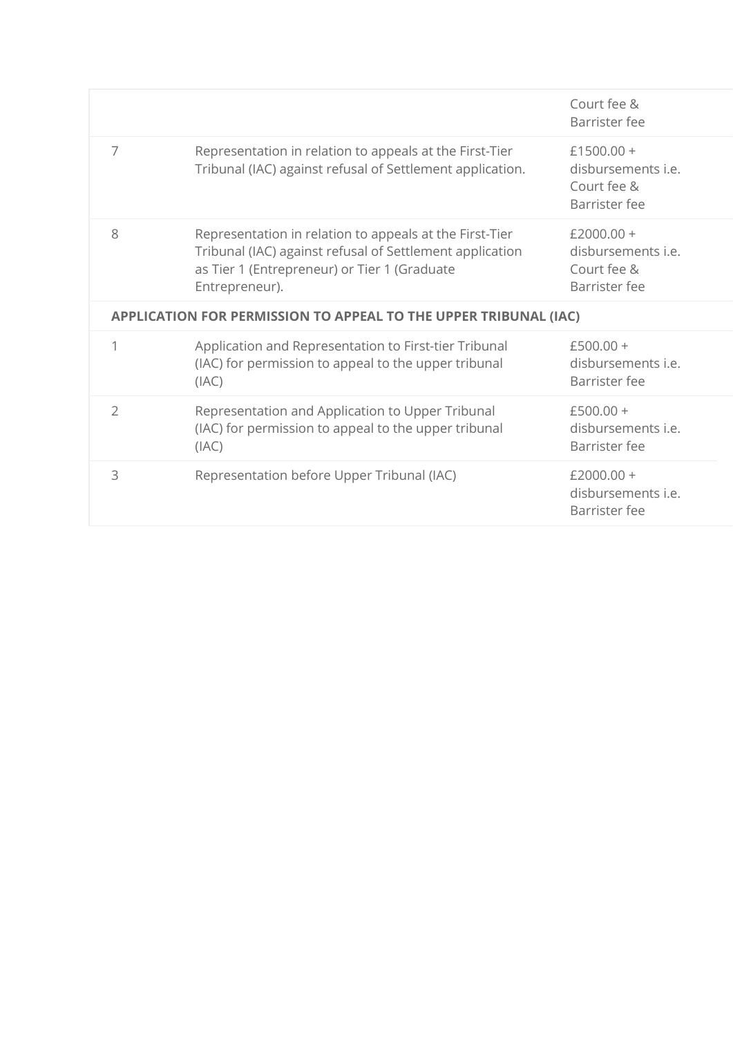| | | |
|---|---|---|
| | | Court fee & Barrister fee |
| 7 | Representation in relation to appeals at the First-Tier Tribunal (IAC) against refusal of Settlement application. | £1500.00 + disbursements i.e. Court fee & Barrister fee |
| 8 | Representation in relation to appeals at the First-Tier Tribunal (IAC) against refusal of Settlement application as Tier 1 (Entrepreneur) or Tier 1 (Graduate Entrepreneur). | £2000.00 + disbursements i.e. Court fee & Barrister fee |
| **APPLICATION FOR PERMISSION TO APPEAL TO THE UPPER TRIBUNAL (IAC)** | | |
| 1 | Application and Representation to First-tier Tribunal (IAC) for permission to appeal to the upper tribunal (IAC) | £500.00 + disbursements i.e. Barrister fee |
| 2 | Representation and Application to Upper Tribunal (IAC) for permission to appeal to the upper tribunal (IAC) | £500.00 + disbursements i.e. Barrister fee |
| 3 | Representation before Upper Tribunal (IAC) | £2000.00 + disbursements i.e. Barrister fee |